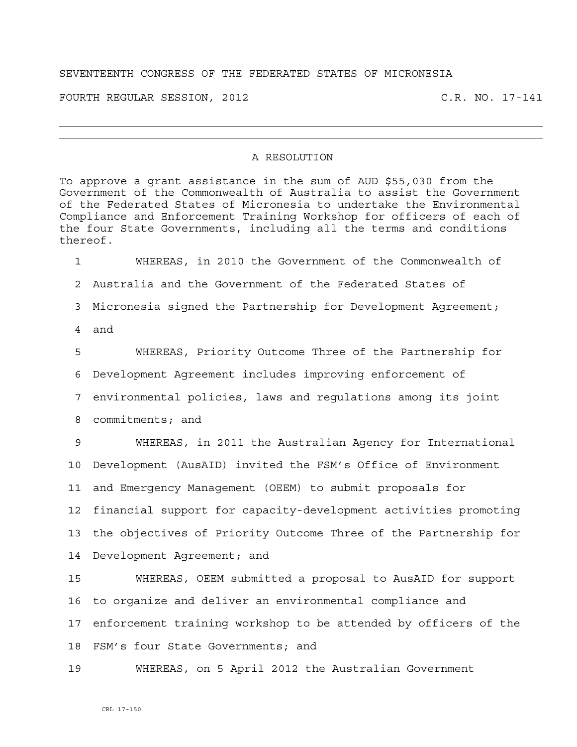SEVENTEENTH CONGRESS OF THE FEDERATED STATES OF MICRONESIA

FOURTH REGULAR SESSION, 2012 C.R. NO. 17-141

---

## A RESOLUTION

To approve a grant assistance in the sum of AUD $55,030 from the Government of the Commonwealth of Australia to assist the Government of the Federated States of Micronesia to undertake the Environmental Compliance and Enforcement Training Workshop for officers of each of the four State Governments, including all the terms and conditions thereof.

1 WHEREAS, in 2010 the Government of the Commonwealth of
2 Australia and the Government of the Federated States of
3 Micronesia signed the Partnership for Development Agreement;
4 and
5 WHEREAS, Priority Outcome Three of the Partnership for
6 Development Agreement includes improving enforcement of
7 environmental policies, laws and regulations among its joint
8 commitments; and
9 WHEREAS, in 2011 the Australian Agency for International
10 Development (AusAID) invited the FSM's Office of Environment
11 and Emergency Management (OEEM) to submit proposals for
12 financial support for capacity-development activities promoting
13 the objectives of Priority Outcome Three of the Partnership for
14 Development Agreement; and
15 WHEREAS, OEEM submitted a proposal to AusAID for support
16 to organize and deliver an environmental compliance and
17 enforcement training workshop to be attended by officers of the
18 FSM's four State Governments; and
19 WHEREAS, on 5 April 2012 the Australian Government

CRL 17-150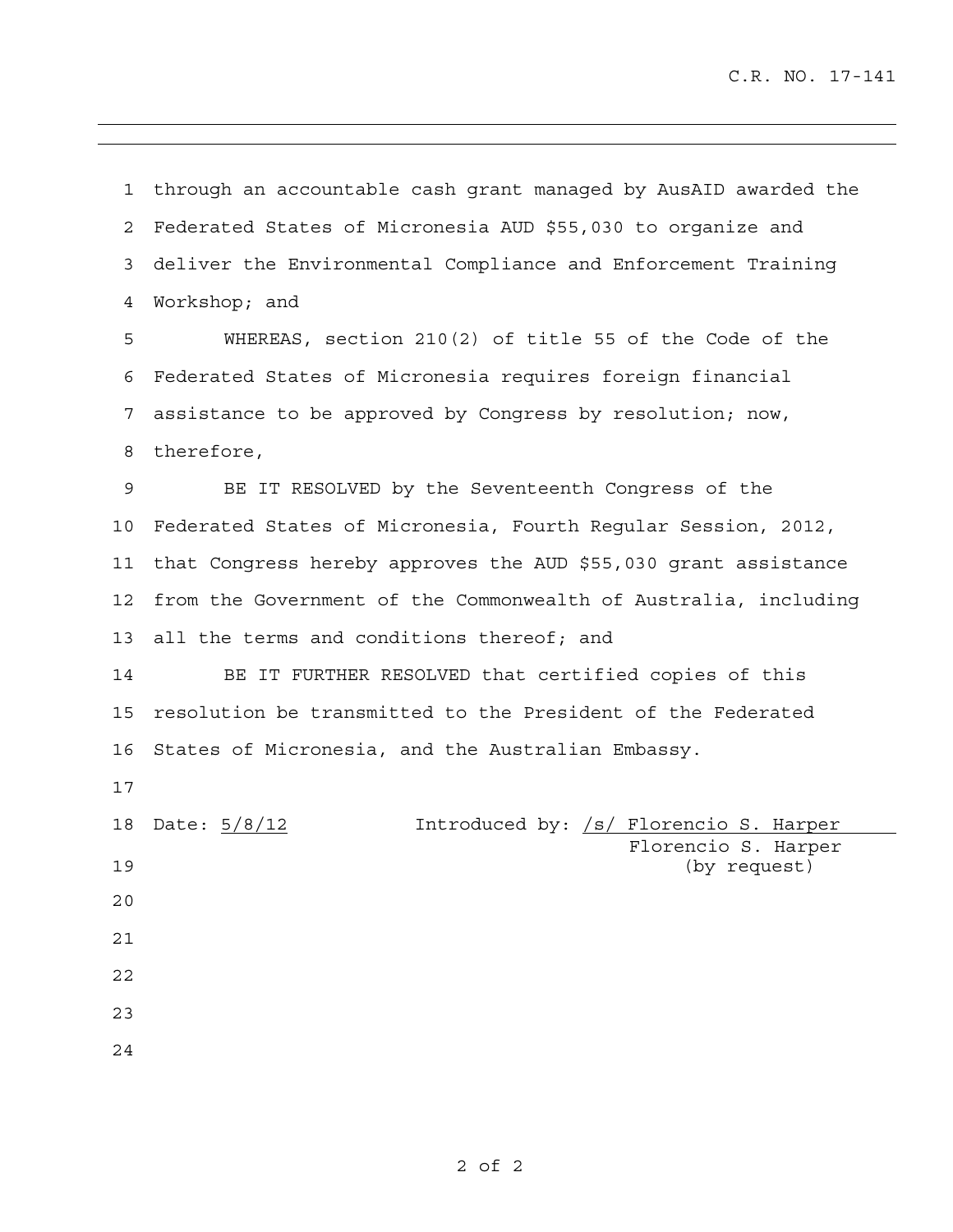through an accountable cash grant managed by AusAID awarded the Federated States of Micronesia AUD $55,030 to organize and deliver the Environmental Compliance and Enforcement Training Workshop; and

WHEREAS, section 210(2) of title 55 of the Code of the Federated States of Micronesia requires foreign financial assistance to be approved by Congress by resolution; now, therefore,

BE IT RESOLVED by the Seventeenth Congress of the Federated States of Micronesia, Fourth Regular Session, 2012, that Congress hereby approves the AUD $55,030 grant assistance from the Government of the Commonwealth of Australia, including all the terms and conditions thereof; and

BE IT FURTHER RESOLVED that certified copies of this resolution be transmitted to the President of the Federated States of Micronesia, and the Australian Embassy.

Date: 5/8/12

Introduced by: /s/ Florencio S. Harper
Florencio S. Harper
(by request)